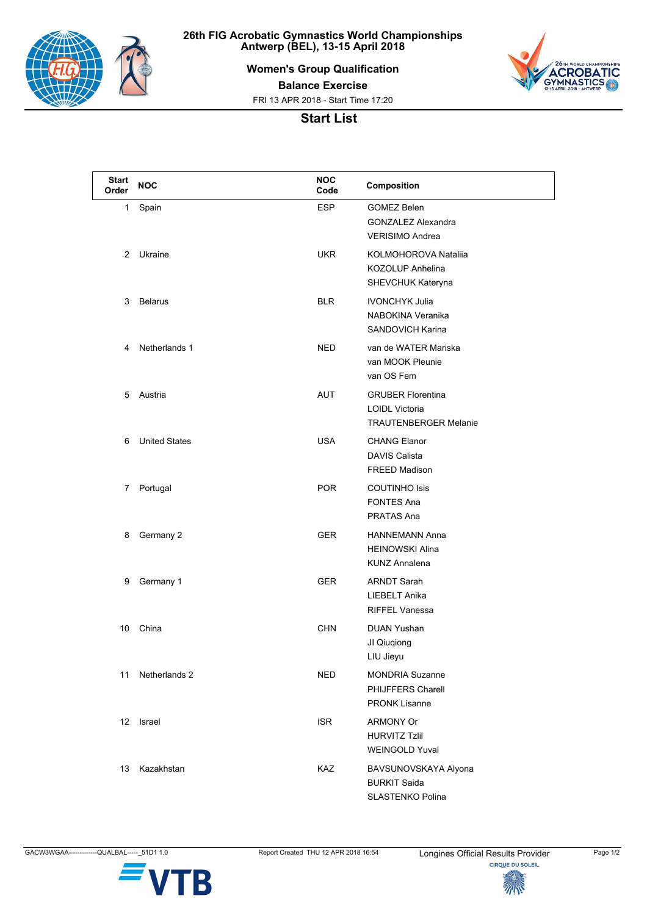# 26th FIG Acrobatic Gymnastics World Championships
## Antwerp (BEL), 13-15 April 2018

### Women's Group Qualification

### Balance Exercise

FRI 13 APR 2018 - Start Time 17:20

## Start List

| Start Order | NOC | NOC Code | Composition |
|---|---|---|---|
| 1 | Spain | ESP | GOMEZ Belen<br>GONZALEZ Alexandra<br>VERISIMO Andrea |
| 2 | Ukraine | UKR | KOLMOHOROVA Nataliia<br>KOZOLUP Anhelina<br>SHEVCHUK Kateryna |
| 3 | Belarus | BLR | IVONCHYK Julia<br>NABOKINA Veranika<br>SANDOVICH Karina |
| 4 | Netherlands 1 | NED | van de WATER Mariska<br>van MOOK Pleunie<br>van OS Fem |
| 5 | Austria | AUT | GRUBER Florentina<br>LOIDL Victoria<br>TRAUTENBERGER Melanie |
| 6 | United States | USA | CHANG Elanor<br>DAVIS Calista<br>FREED Madison |
| 7 | Portugal | POR | COUTINHO Isis<br>FONTES Ana<br>PRATAS Ana |
| 8 | Germany 2 | GER | HANNEMANN Anna<br>HEINOWSKI Alina<br>KUNZ Annalena |
| 9 | Germany 1 | GER | ARNDT Sarah<br>LIEBELT Anika<br>RIFFEL Vanessa |
| 10 | China | CHN | DUAN Yushan<br>JI Qiuqiong<br>LIU Jieyu |
| 11 | Netherlands 2 | NED | MONDRIA Suzanne<br>PHIJFFERS Charell<br>PRONK Lisanne |
| 12 | Israel | ISR | ARMONY Or<br>HURVITZ Tzlil<br>WEINGOLD Yuval |
| 13 | Kazakhstan | KAZ | BAVSUNOVSKAYA Alyona<br>BURKIT Saida<br>SLASTENKO Polina |

GACW3WGAA--------------QUALBAL-----_51D1 1.0 Report Created THU 12 APR 2018 16:54 Longines Official Results Provider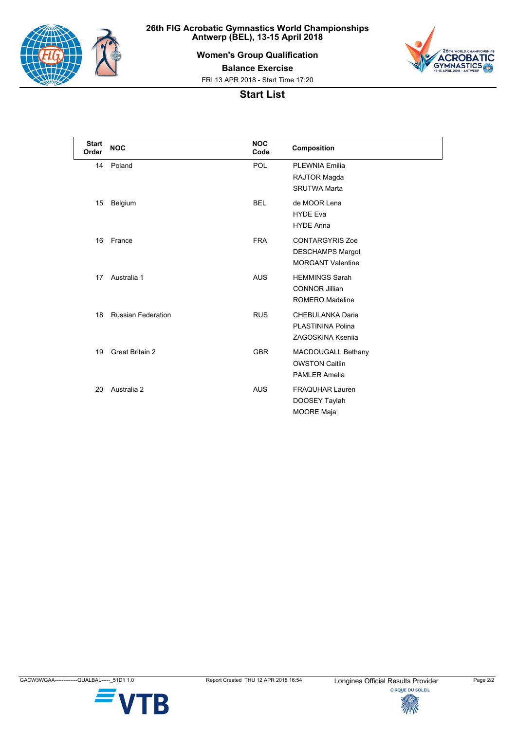# 26th FIG Acrobatic Gymnastics World Championships
## Antwerp (BEL), 13-15 April 2018

### Women's Group Qualification

### Balance Exercise

FRI 13 APR 2018 - Start Time 17:20

## Start List

| Start Order | NOC | NOC Code | Composition |
|---|---|---|---|
| 14 | Poland | POL | PLEWNIA Emilia<br>RAJTOR Magda<br>SRUTWA Marta |
| 15 | Belgium | BEL | de MOOR Lena<br>HYDE Eva<br>HYDE Anna |
| 16 | France | FRA | CONTARGYRIS Zoe<br>DESCHAMPS Margot<br>MORGANT Valentine |
| 17 | Australia 1 | AUS | HEMMINGS Sarah<br>CONNOR Jillian<br>ROMERO Madeline |
| 18 | Russian Federation | RUS | CHEBULANKA Daria<br>PLASTININA Polina<br>ZAGOSKINA Kseniia |
| 19 | Great Britain 2 | GBR | MACDOUGALL Bethany<br>OWSTON Caitlin<br>PAMLER Amelia |
| 20 | Australia 2 | AUS | FRAQUHAR Lauren<br>DOOSEY Taylah<br>MOORE Maja |

GACW3WGAA-------------QUALBAL-----_51D1 1.0 Report Created THU 12 APR 2018 16:54 Longines Official Results Provider